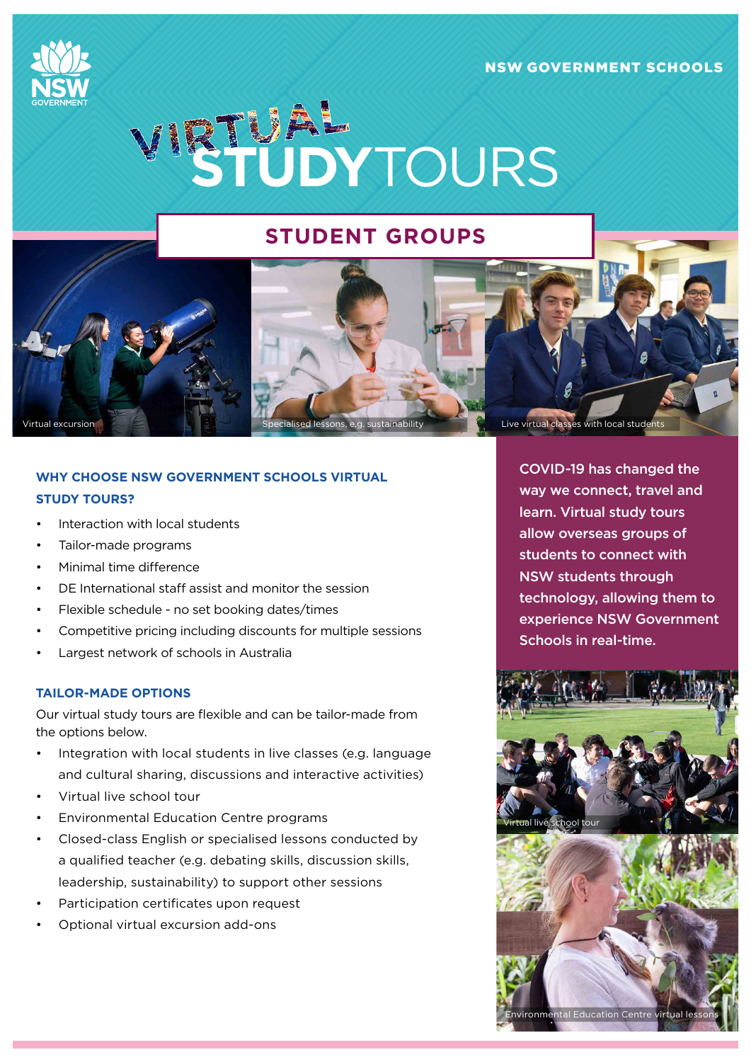NSW GOVERNMENT SCHOOLS

# VIRTUAL STUDY TOURS

## STUDENT GROUPS

Virtual excursion

Specialised lessons, e.g. sustainability

Live virtual classes with local students

### WHY CHOOSE NSW GOVERNMENT SCHOOLS VIRTUAL STUDY TOURS?

- Interaction with local students
- Tailor-made programs
- Minimal time difference
- DE International staff assist and monitor the session
- Flexible schedule - no set booking dates/times
- Competitive pricing including discounts for multiple sessions
- Largest network of schools in Australia

### TAILOR-MADE OPTIONS

Our virtual study tours are flexible and can be tailor-made from the options below.

- Integration with local students in live classes (e.g. language and cultural sharing, discussions and interactive activities)
- Virtual live school tour
- Environmental Education Centre programs
- Closed-class English or specialised lessons conducted by a qualified teacher (e.g. debating skills, discussion skills, leadership, sustainability) to support other sessions
- Participation certificates upon request
- Optional virtual excursion add-ons

**COVID-19 has changed the way we connect, travel and learn. Virtual study tours allow overseas groups of students to connect with NSW students through technology, allowing them to experience NSW Government Schools in real-time.**

Virtual live school tour

Environmental Education Centre virtual lessons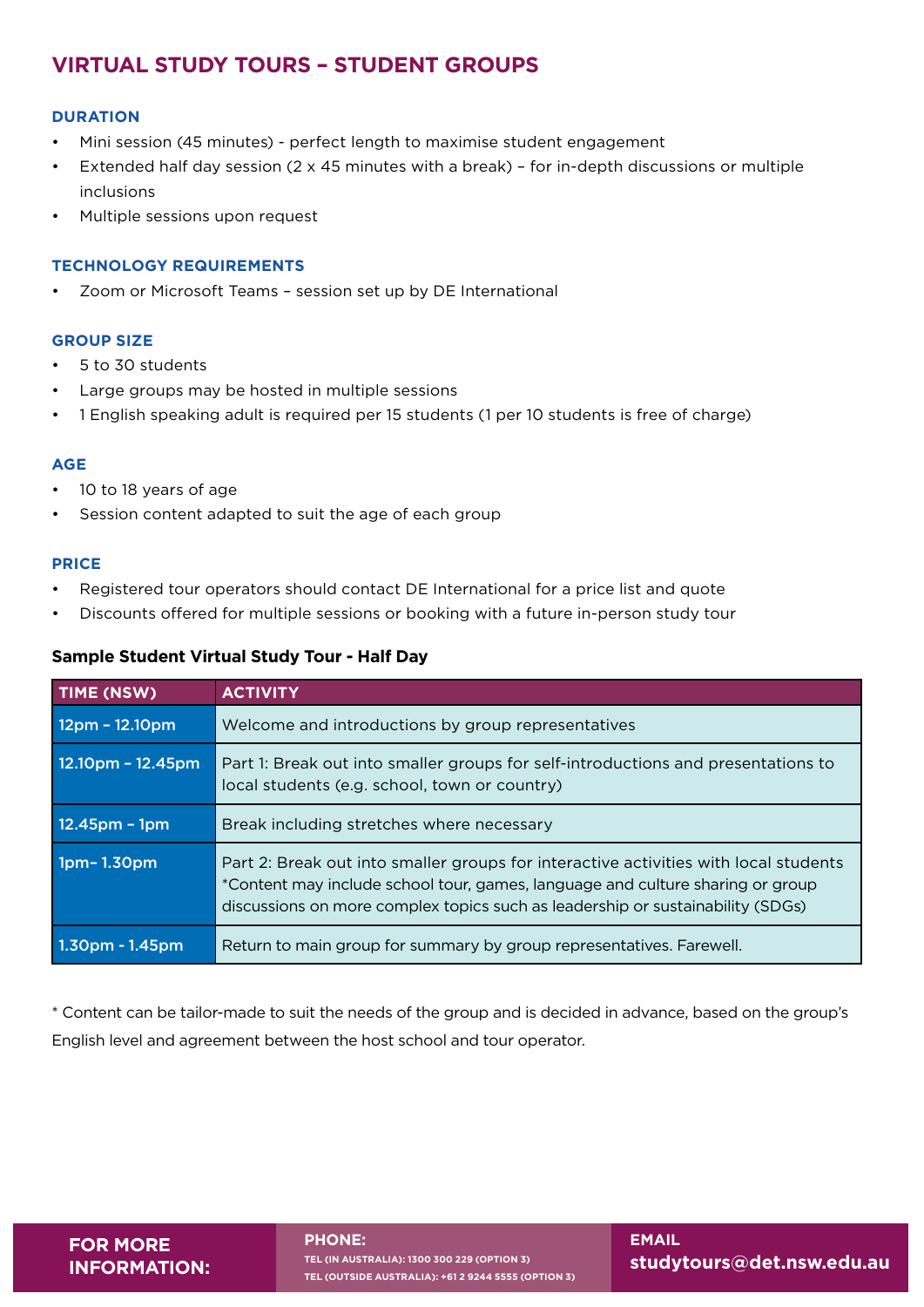## VIRTUAL STUDY TOURS – STUDENT GROUPS

### DURATION

- Mini session (45 minutes) - perfect length to maximise student engagement
- Extended half day session (2 x 45 minutes with a break) – for in-depth discussions or multiple inclusions
- Multiple sessions upon request

### TECHNOLOGY REQUIREMENTS

- Zoom or Microsoft Teams – session set up by DE International

### GROUP SIZE

- 5 to 30 students
- Large groups may be hosted in multiple sessions
- 1 English speaking adult is required per 15 students (1 per 10 students is free of charge)

### AGE

- 10 to 18 years of age
- Session content adapted to suit the age of each group

### PRICE

- Registered tour operators should contact DE International for a price list and quote
- Discounts offered for multiple sessions or booking with a future in-person study tour

**Sample Student Virtual Study Tour - Half Day**

| TIME (NSW) | ACTIVITY |
|---|---|
| 12pm – 12.10pm | Welcome and introductions by group representatives |
| 12.10pm – 12.45pm | Part 1: Break out into smaller groups for self-introductions and presentations to local students (e.g. school, town or country) |
| 12.45pm – 1pm | Break including stretches where necessary |
| 1pm– 1.30pm | Part 2: Break out into smaller groups for interactive activities with local students *Content may include school tour, games, language and culture sharing or group discussions on more complex topics such as leadership or sustainability (SDGs) |
| 1.30pm - 1.45pm | Return to main group for summary by group representatives. Farewell. |

* Content can be tailor-made to suit the needs of the group and is decided in advance, based on the group's English level and agreement between the host school and tour operator.

**FOR MORE INFORMATION:**

**PHONE:**
TEL (IN AUSTRALIA): 1300 300 229 (OPTION 3)
TEL (OUTSIDE AUSTRALIA): +61 2 9244 5555 (OPTION 3)

**EMAIL**
studytours@det.nsw.edu.au